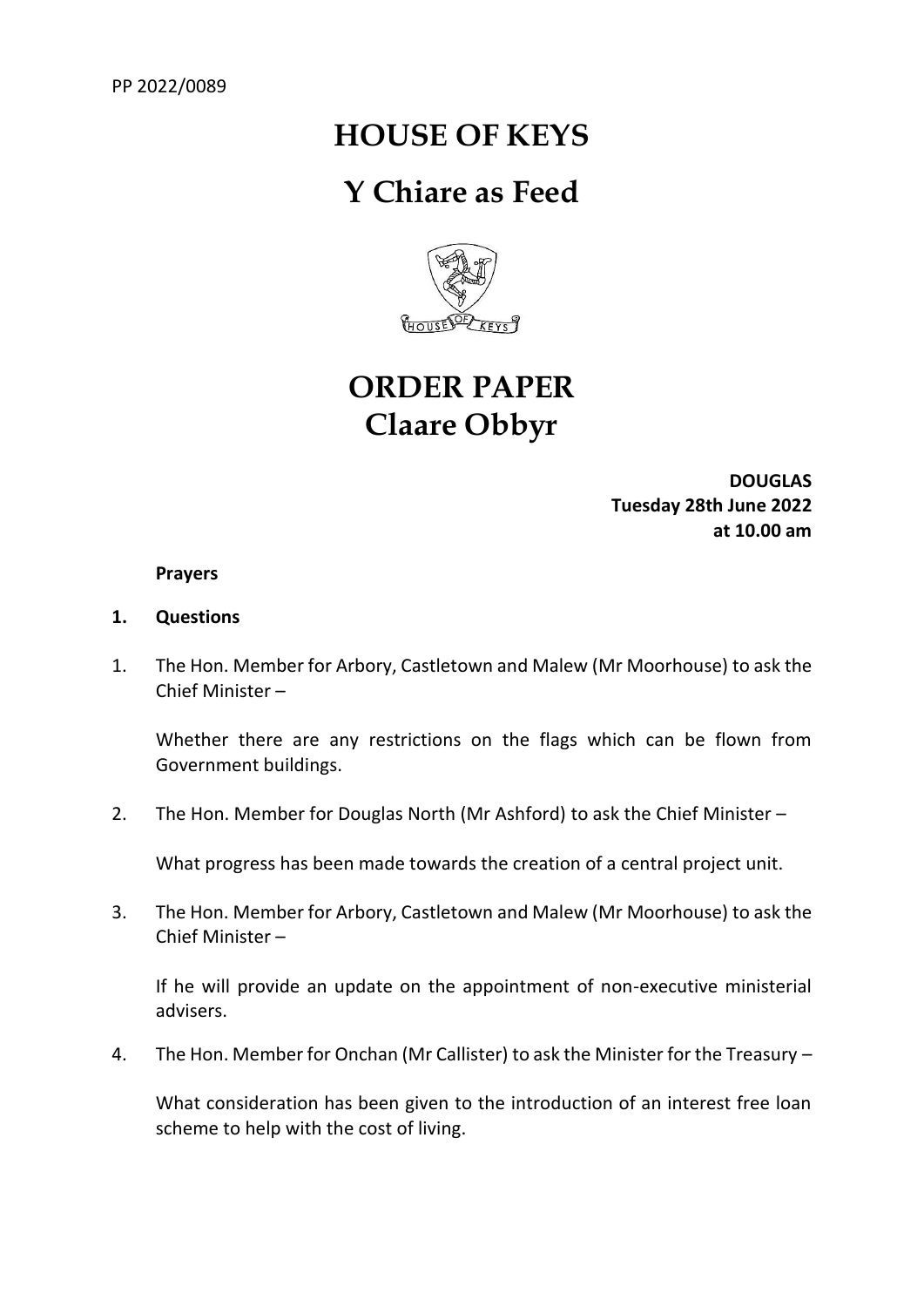PP 2022/0089

# HOUSE OF KEYS

# Y Chiare as Feed

# ORDER PAPER
# Claare Obbyr

**DOUGLAS**
**Tuesday 28th June 2022**
**at 10.00 am**

**Prayers**

**1. Questions**

1. The Hon. Member for Arbory, Castletown and Malew (Mr Moorhouse) to ask the Chief Minister –

   Whether there are any restrictions on the flags which can be flown from Government buildings.

2. The Hon. Member for Douglas North (Mr Ashford) to ask the Chief Minister –

   What progress has been made towards the creation of a central project unit.

3. The Hon. Member for Arbory, Castletown and Malew (Mr Moorhouse) to ask the Chief Minister –

   If he will provide an update on the appointment of non-executive ministerial advisers.

4. The Hon. Member for Onchan (Mr Callister) to ask the Minister for the Treasury –

   What consideration has been given to the introduction of an interest free loan scheme to help with the cost of living.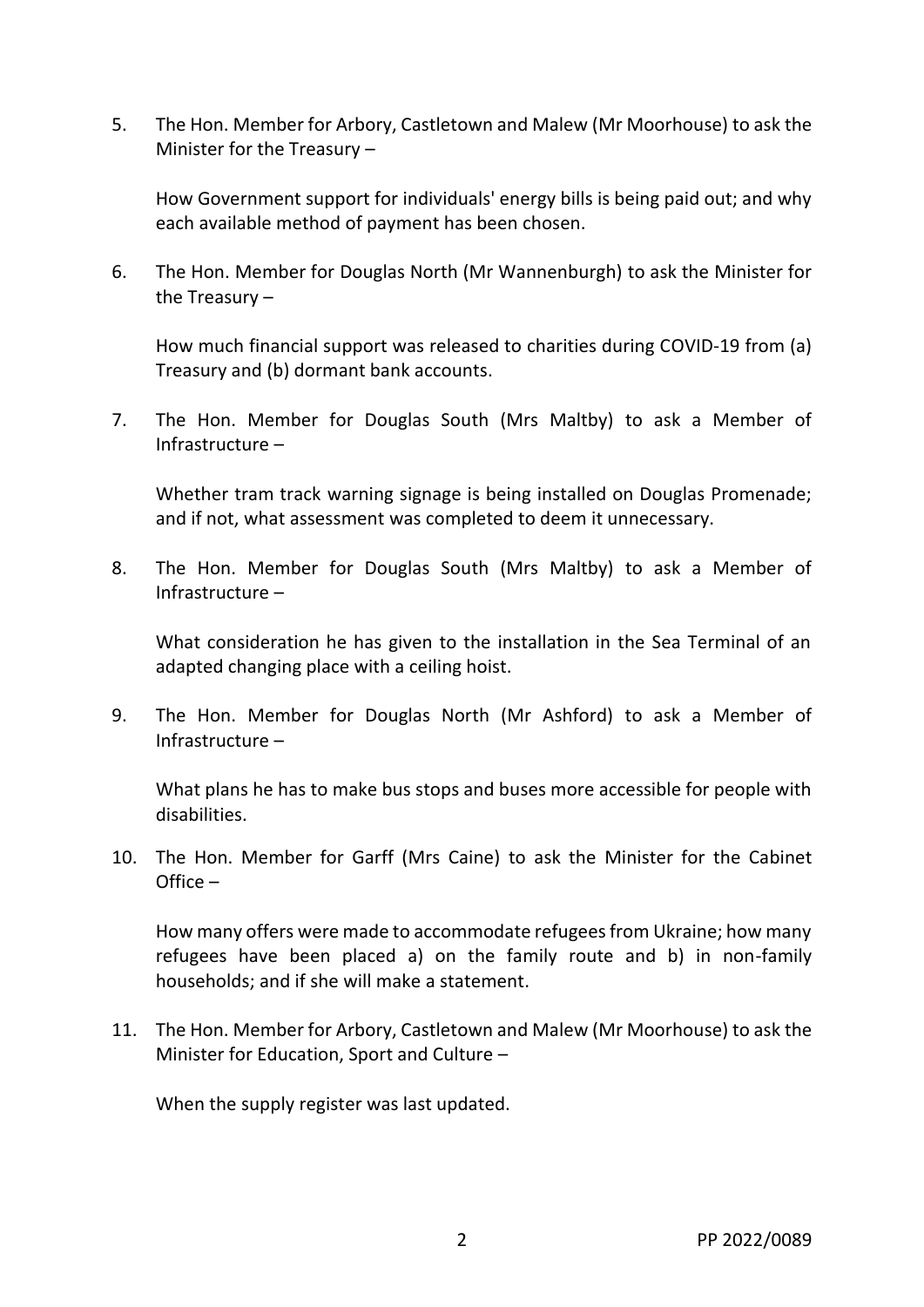5. The Hon. Member for Arbory, Castletown and Malew (Mr Moorhouse) to ask the Minister for the Treasury –

   How Government support for individuals' energy bills is being paid out; and why each available method of payment has been chosen.

6. The Hon. Member for Douglas North (Mr Wannenburgh) to ask the Minister for the Treasury –

   How much financial support was released to charities during COVID-19 from (a) Treasury and (b) dormant bank accounts.

7. The Hon. Member for Douglas South (Mrs Maltby) to ask a Member of Infrastructure –

   Whether tram track warning signage is being installed on Douglas Promenade; and if not, what assessment was completed to deem it unnecessary.

8. The Hon. Member for Douglas South (Mrs Maltby) to ask a Member of Infrastructure –

   What consideration he has given to the installation in the Sea Terminal of an adapted changing place with a ceiling hoist.

9. The Hon. Member for Douglas North (Mr Ashford) to ask a Member of Infrastructure –

   What plans he has to make bus stops and buses more accessible for people with disabilities.

10. The Hon. Member for Garff (Mrs Caine) to ask the Minister for the Cabinet Office –

    How many offers were made to accommodate refugees from Ukraine; how many refugees have been placed a) on the family route and b) in non-family households; and if she will make a statement.

11. The Hon. Member for Arbory, Castletown and Malew (Mr Moorhouse) to ask the Minister for Education, Sport and Culture –

    When the supply register was last updated.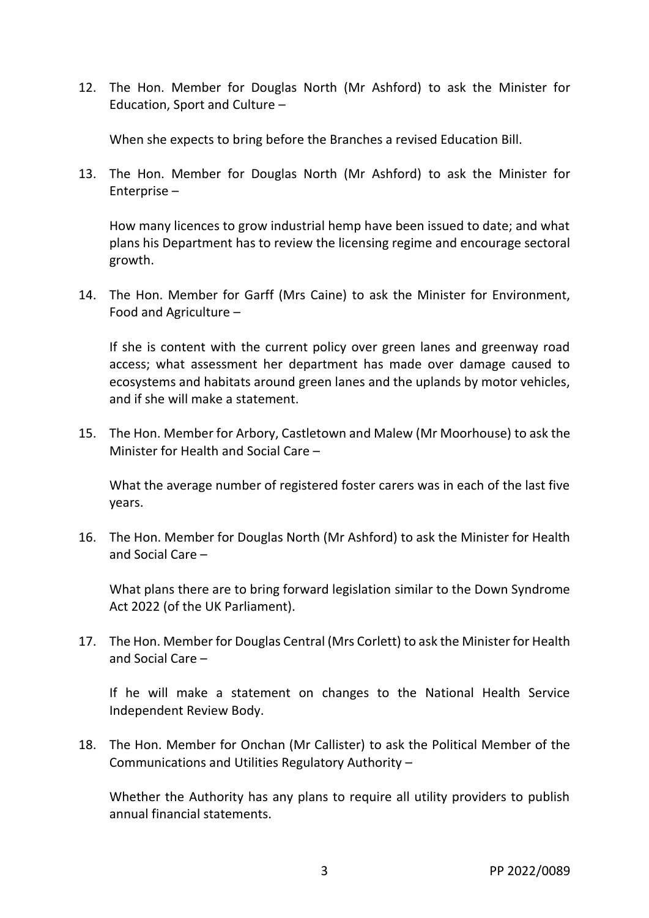12. The Hon. Member for Douglas North (Mr Ashford) to ask the Minister for Education, Sport and Culture –

    When she expects to bring before the Branches a revised Education Bill.

13. The Hon. Member for Douglas North (Mr Ashford) to ask the Minister for Enterprise –

    How many licences to grow industrial hemp have been issued to date; and what plans his Department has to review the licensing regime and encourage sectoral growth.

14. The Hon. Member for Garff (Mrs Caine) to ask the Minister for Environment, Food and Agriculture –

    If she is content with the current policy over green lanes and greenway road access; what assessment her department has made over damage caused to ecosystems and habitats around green lanes and the uplands by motor vehicles, and if she will make a statement.

15. The Hon. Member for Arbory, Castletown and Malew (Mr Moorhouse) to ask the Minister for Health and Social Care –

    What the average number of registered foster carers was in each of the last five years.

16. The Hon. Member for Douglas North (Mr Ashford) to ask the Minister for Health and Social Care –

    What plans there are to bring forward legislation similar to the Down Syndrome Act 2022 (of the UK Parliament).

17. The Hon. Member for Douglas Central (Mrs Corlett) to ask the Minister for Health and Social Care –

    If he will make a statement on changes to the National Health Service Independent Review Body.

18. The Hon. Member for Onchan (Mr Callister) to ask the Political Member of the Communications and Utilities Regulatory Authority –

    Whether the Authority has any plans to require all utility providers to publish annual financial statements.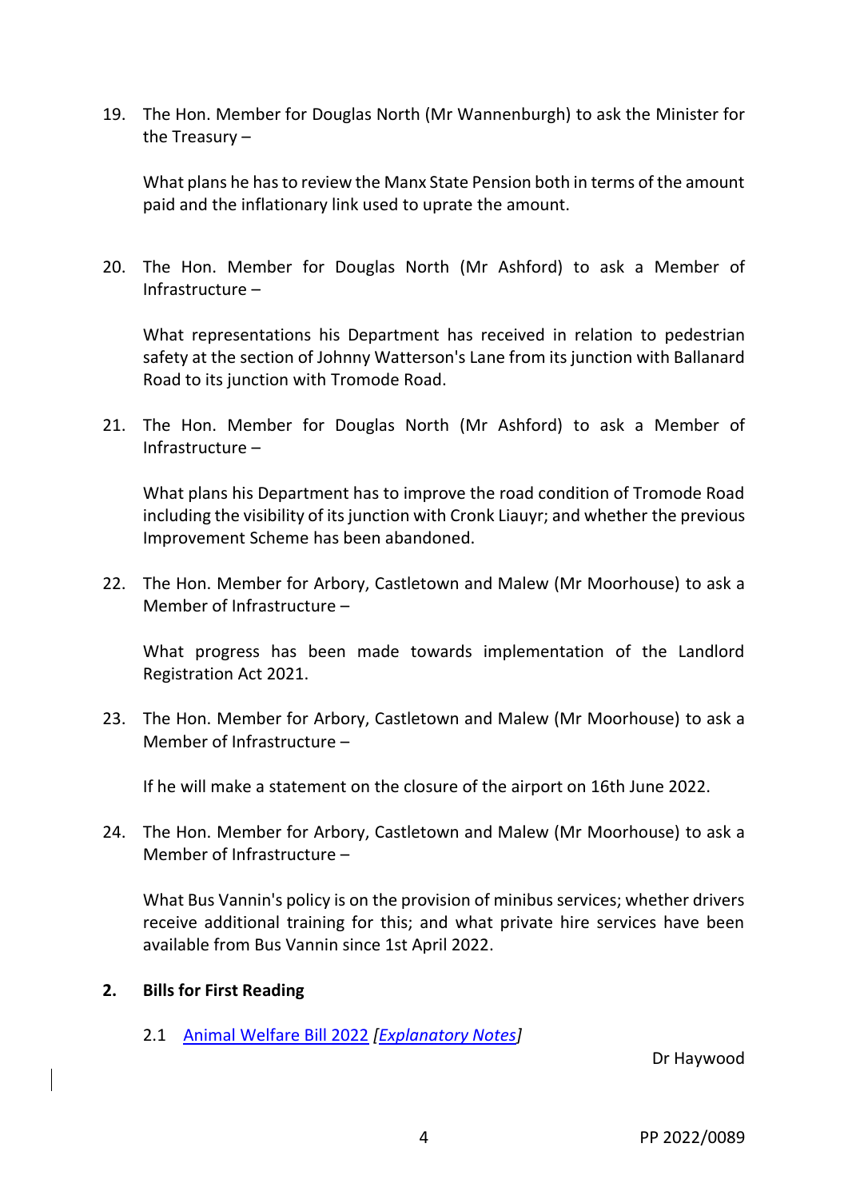19. The Hon. Member for Douglas North (Mr Wannenburgh) to ask the Minister for the Treasury –

    What plans he has to review the Manx State Pension both in terms of the amount paid and the inflationary link used to uprate the amount.

20. The Hon. Member for Douglas North (Mr Ashford) to ask a Member of Infrastructure –

    What representations his Department has received in relation to pedestrian safety at the section of Johnny Watterson's Lane from its junction with Ballanard Road to its junction with Tromode Road.

21. The Hon. Member for Douglas North (Mr Ashford) to ask a Member of Infrastructure –

    What plans his Department has to improve the road condition of Tromode Road including the visibility of its junction with Cronk Liauyr; and whether the previous Improvement Scheme has been abandoned.

22. The Hon. Member for Arbory, Castletown and Malew (Mr Moorhouse) to ask a Member of Infrastructure –

    What progress has been made towards implementation of the Landlord Registration Act 2021.

23. The Hon. Member for Arbory, Castletown and Malew (Mr Moorhouse) to ask a Member of Infrastructure –

    If he will make a statement on the closure of the airport on 16th June 2022.

24. The Hon. Member for Arbory, Castletown and Malew (Mr Moorhouse) to ask a Member of Infrastructure –

    What Bus Vannin's policy is on the provision of minibus services; whether drivers receive additional training for this; and what private hire services have been available from Bus Vannin since 1st April 2022.

## 2. Bills for First Reading

2.1 Animal Welfare Bill 2022 *[Explanatory Notes]*

Dr Haywood

PP 2022/0089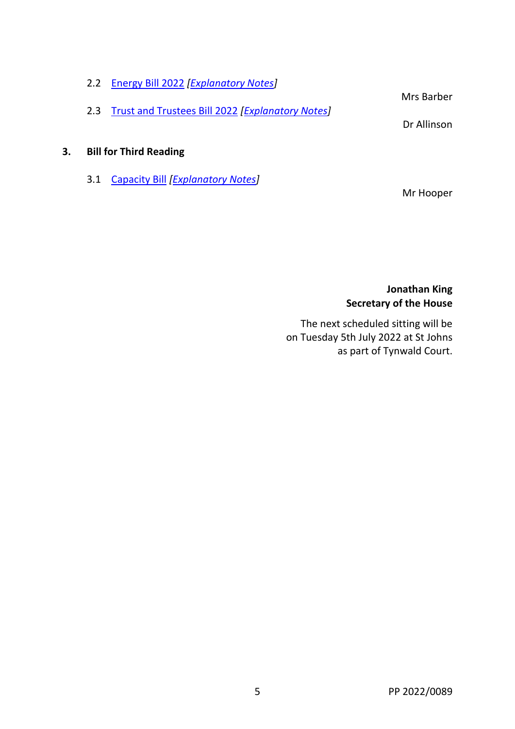2.2 Energy Bill 2022 *[Explanatory Notes]*

Mrs Barber

2.3 Trust and Trustees Bill 2022 *[Explanatory Notes]*

Dr Allinson

**3. Bill for Third Reading**

3.1 Capacity Bill *[Explanatory Notes]*

Mr Hooper

**Jonathan King**
**Secretary of the House**

The next scheduled sitting will be on Tuesday 5th July 2022 at St Johns as part of Tynwald Court.

PP 2022/0089